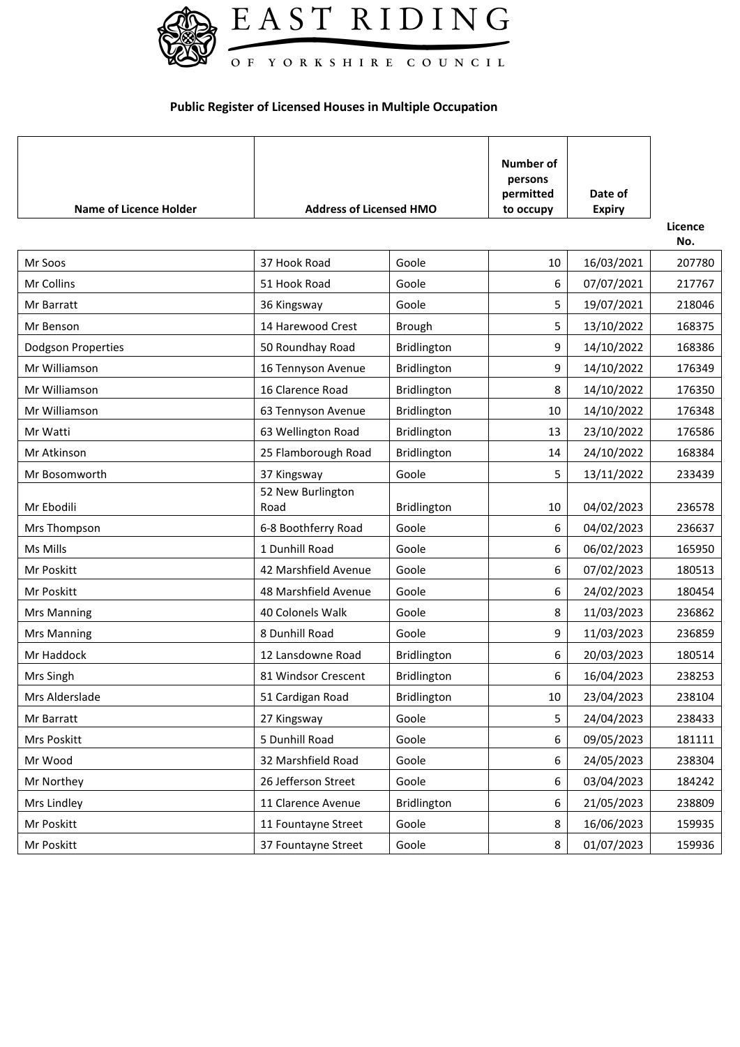EAST RIDING OF YORKSHIRE COUNCIL

## Public Register of Licensed Houses in Multiple Occupation

| Name of Licence Holder | Address of Licensed HMO | | Number of persons permitted to occupy | Date of Expiry | Licence No. |
|---|---|---|---|---|---|
| Mr Soos | 37 Hook Road | Goole | 10 | 16/03/2021 | 207780 |
| Mr Collins | 51 Hook Road | Goole | 6 | 07/07/2021 | 217767 |
| Mr Barratt | 36 Kingsway | Goole | 5 | 19/07/2021 | 218046 |
| Mr Benson | 14 Harewood Crest | Brough | 5 | 13/10/2022 | 168375 |
| Dodgson Properties | 50 Roundhay Road | Bridlington | 9 | 14/10/2022 | 168386 |
| Mr Williamson | 16 Tennyson Avenue | Bridlington | 9 | 14/10/2022 | 176349 |
| Mr Williamson | 16 Clarence Road | Bridlington | 8 | 14/10/2022 | 176350 |
| Mr Williamson | 63 Tennyson Avenue | Bridlington | 10 | 14/10/2022 | 176348 |
| Mr Watti | 63 Wellington Road | Bridlington | 13 | 23/10/2022 | 176586 |
| Mr Atkinson | 25 Flamborough Road | Bridlington | 14 | 24/10/2022 | 168384 |
| Mr Bosomworth | 37 Kingsway | Goole | 5 | 13/11/2022 | 233439 |
| Mr Ebodili | 52 New Burlington Road | Bridlington | 10 | 04/02/2023 | 236578 |
| Mrs Thompson | 6-8 Boothferry Road | Goole | 6 | 04/02/2023 | 236637 |
| Ms Mills | 1 Dunhill Road | Goole | 6 | 06/02/2023 | 165950 |
| Mr Poskitt | 42 Marshfield Avenue | Goole | 6 | 07/02/2023 | 180513 |
| Mr Poskitt | 48 Marshfield Avenue | Goole | 6 | 24/02/2023 | 180454 |
| Mrs Manning | 40 Colonels Walk | Goole | 8 | 11/03/2023 | 236862 |
| Mrs Manning | 8 Dunhill Road | Goole | 9 | 11/03/2023 | 236859 |
| Mr Haddock | 12 Lansdowne Road | Bridlington | 6 | 20/03/2023 | 180514 |
| Mrs Singh | 81 Windsor Crescent | Bridlington | 6 | 16/04/2023 | 238253 |
| Mrs Alderslade | 51 Cardigan Road | Bridlington | 10 | 23/04/2023 | 238104 |
| Mr Barratt | 27 Kingsway | Goole | 5 | 24/04/2023 | 238433 |
| Mrs Poskitt | 5 Dunhill Road | Goole | 6 | 09/05/2023 | 181111 |
| Mr Wood | 32 Marshfield Road | Goole | 6 | 24/05/2023 | 238304 |
| Mr Northey | 26 Jefferson Street | Goole | 6 | 03/04/2023 | 184242 |
| Mrs Lindley | 11 Clarence Avenue | Bridlington | 6 | 21/05/2023 | 238809 |
| Mr Poskitt | 11 Fountayne Street | Goole | 8 | 16/06/2023 | 159935 |
| Mr Poskitt | 37 Fountayne Street | Goole | 8 | 01/07/2023 | 159936 |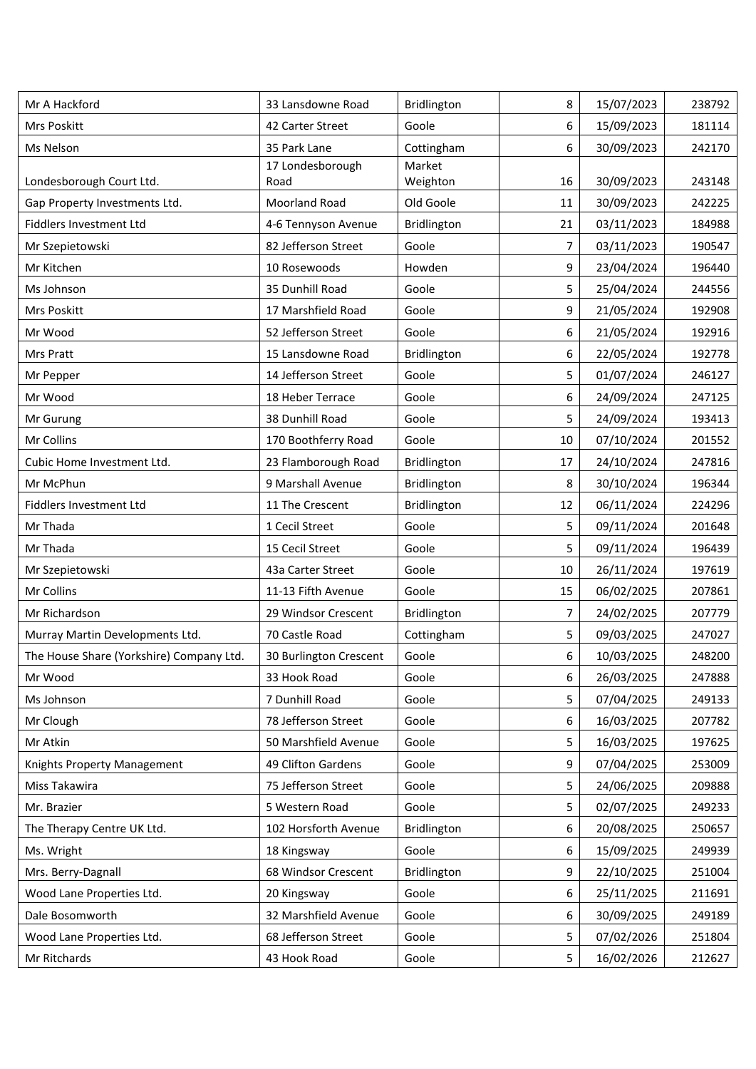| | | | | | |
|---|---|---|---|---|---|
| Mr A Hackford | 33 Lansdowne Road | Bridlington | 8 | 15/07/2023 | 238792 |
| Mrs Poskitt | 42 Carter Street | Goole | 6 | 15/09/2023 | 181114 |
| Ms Nelson | 35 Park Lane | Cottingham | 6 | 30/09/2023 | 242170 |
| Londesborough Court Ltd. | 17 Londesborough Road | Market Weighton | 16 | 30/09/2023 | 243148 |
| Gap Property Investments Ltd. | Moorland Road | Old Goole | 11 | 30/09/2023 | 242225 |
| Fiddlers Investment Ltd | 4-6 Tennyson Avenue | Bridlington | 21 | 03/11/2023 | 184988 |
| Mr Szepietowski | 82 Jefferson Street | Goole | 7 | 03/11/2023 | 190547 |
| Mr Kitchen | 10 Rosewoods | Howden | 9 | 23/04/2024 | 196440 |
| Ms Johnson | 35 Dunhill Road | Goole | 5 | 25/04/2024 | 244556 |
| Mrs Poskitt | 17 Marshfield Road | Goole | 9 | 21/05/2024 | 192908 |
| Mr Wood | 52 Jefferson Street | Goole | 6 | 21/05/2024 | 192916 |
| Mrs Pratt | 15 Lansdowne Road | Bridlington | 6 | 22/05/2024 | 192778 |
| Mr Pepper | 14 Jefferson Street | Goole | 5 | 01/07/2024 | 246127 |
| Mr Wood | 18 Heber Terrace | Goole | 6 | 24/09/2024 | 247125 |
| Mr Gurung | 38 Dunhill Road | Goole | 5 | 24/09/2024 | 193413 |
| Mr Collins | 170 Boothferry Road | Goole | 10 | 07/10/2024 | 201552 |
| Cubic Home Investment Ltd. | 23 Flamborough Road | Bridlington | 17 | 24/10/2024 | 247816 |
| Mr McPhun | 9 Marshall Avenue | Bridlington | 8 | 30/10/2024 | 196344 |
| Fiddlers Investment Ltd | 11 The Crescent | Bridlington | 12 | 06/11/2024 | 224296 |
| Mr Thada | 1 Cecil Street | Goole | 5 | 09/11/2024 | 201648 |
| Mr Thada | 15 Cecil Street | Goole | 5 | 09/11/2024 | 196439 |
| Mr Szepietowski | 43a Carter Street | Goole | 10 | 26/11/2024 | 197619 |
| Mr Collins | 11-13 Fifth Avenue | Goole | 15 | 06/02/2025 | 207861 |
| Mr Richardson | 29 Windsor Crescent | Bridlington | 7 | 24/02/2025 | 207779 |
| Murray Martin Developments Ltd. | 70 Castle Road | Cottingham | 5 | 09/03/2025 | 247027 |
| The House Share (Yorkshire) Company Ltd. | 30 Burlington Crescent | Goole | 6 | 10/03/2025 | 248200 |
| Mr Wood | 33 Hook Road | Goole | 6 | 26/03/2025 | 247888 |
| Ms Johnson | 7 Dunhill Road | Goole | 5 | 07/04/2025 | 249133 |
| Mr Clough | 78 Jefferson Street | Goole | 6 | 16/03/2025 | 207782 |
| Mr Atkin | 50 Marshfield Avenue | Goole | 5 | 16/03/2025 | 197625 |
| Knights Property Management | 49 Clifton Gardens | Goole | 9 | 07/04/2025 | 253009 |
| Miss Takawira | 75 Jefferson Street | Goole | 5 | 24/06/2025 | 209888 |
| Mr. Brazier | 5 Western Road | Goole | 5 | 02/07/2025 | 249233 |
| The Therapy Centre UK Ltd. | 102 Horsforth Avenue | Bridlington | 6 | 20/08/2025 | 250657 |
| Ms. Wright | 18 Kingsway | Goole | 6 | 15/09/2025 | 249939 |
| Mrs. Berry-Dagnall | 68 Windsor Crescent | Bridlington | 9 | 22/10/2025 | 251004 |
| Wood Lane Properties Ltd. | 20 Kingsway | Goole | 6 | 25/11/2025 | 211691 |
| Dale Bosomworth | 32 Marshfield Avenue | Goole | 6 | 30/09/2025 | 249189 |
| Wood Lane Properties Ltd. | 68 Jefferson Street | Goole | 5 | 07/02/2026 | 251804 |
| Mr Ritchards | 43 Hook Road | Goole | 5 | 16/02/2026 | 212627 |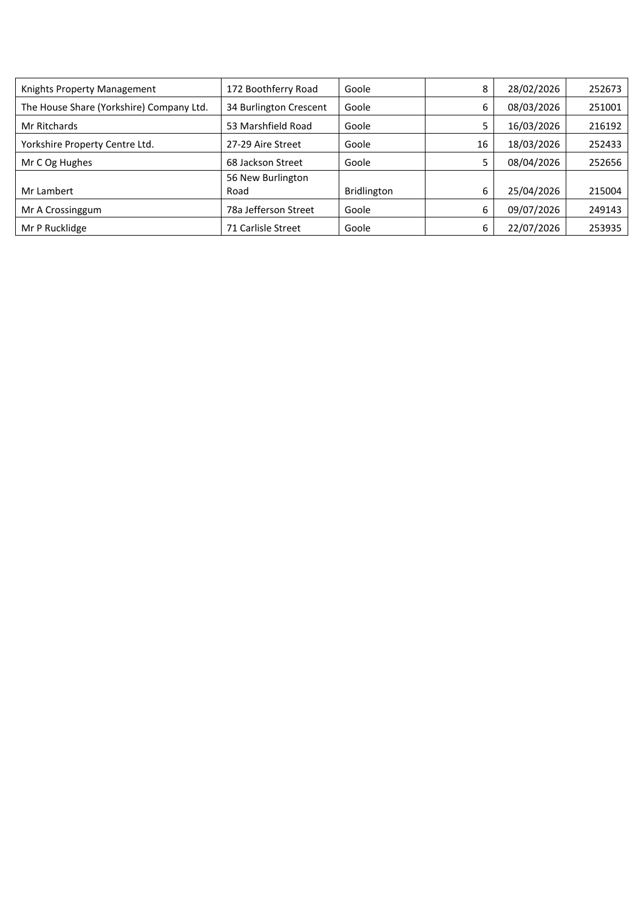| | | | | | |
|---|---|---|---|---|---|
| Knights Property Management | 172 Boothferry Road | Goole | 8 | 28/02/2026 | 252673 |
| The House Share (Yorkshire) Company Ltd. | 34 Burlington Crescent | Goole | 6 | 08/03/2026 | 251001 |
| Mr Ritchards | 53 Marshfield Road | Goole | 5 | 16/03/2026 | 216192 |
| Yorkshire Property Centre Ltd. | 27-29 Aire Street | Goole | 16 | 18/03/2026 | 252433 |
| Mr C Og Hughes | 68 Jackson Street | Goole | 5 | 08/04/2026 | 252656 |
| Mr Lambert | 56 New Burlington Road | Bridlington | 6 | 25/04/2026 | 215004 |
| Mr A Crossinggum | 78a Jefferson Street | Goole | 6 | 09/07/2026 | 249143 |
| Mr P Rucklidge | 71 Carlisle Street | Goole | 6 | 22/07/2026 | 253935 |